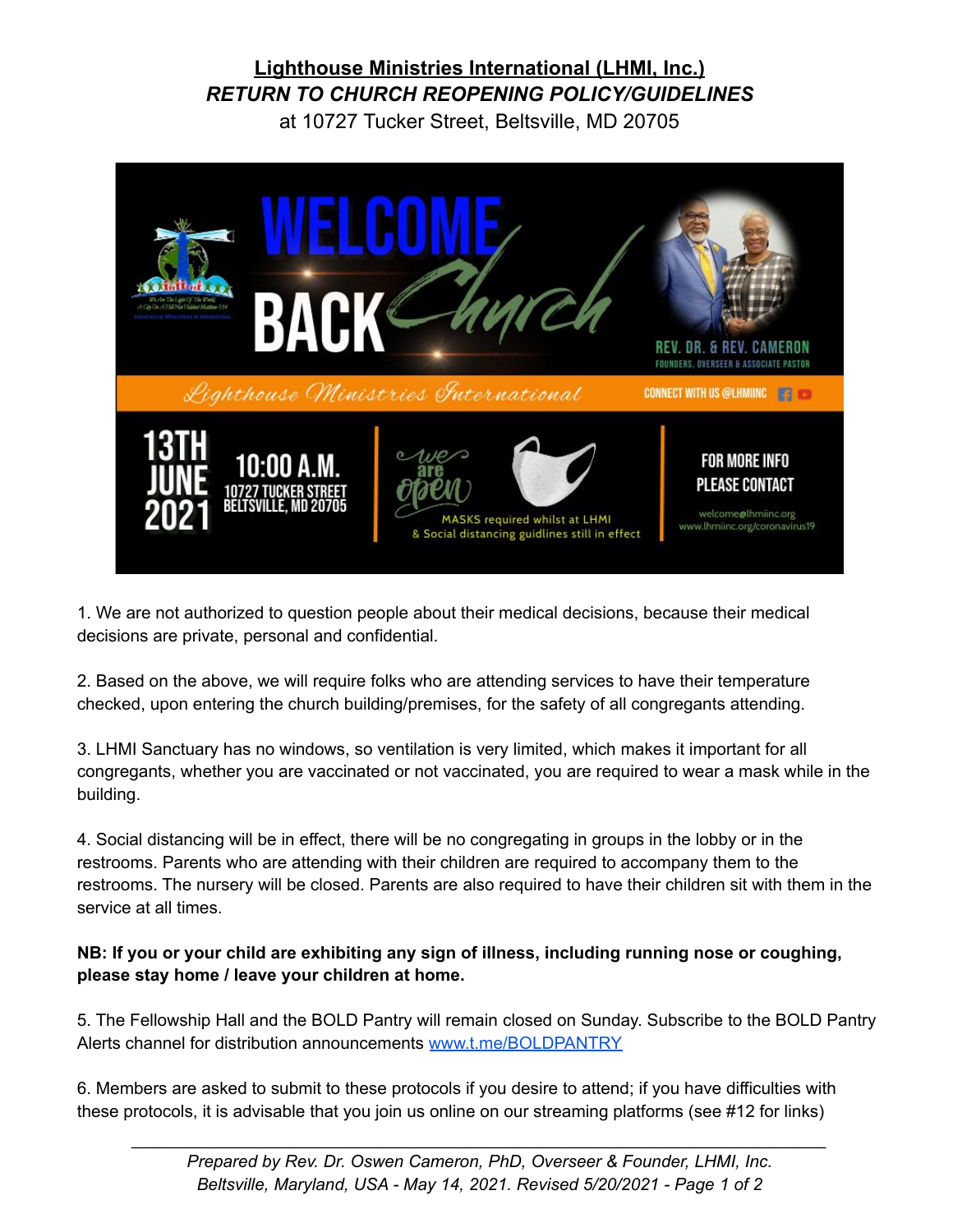# **Lighthouse Ministries International (LHMI, Inc.)**

## ***RETURN TO CHURCH REOPENING POLICY/GUIDELINES***

at 10727 Tucker Street, Beltsville, MD 20705

WELCOME BACK Church

REV. DR. & REV. CAMERON
FOUNDERS, OVERSEER & ASSOCIATE PASTOR

Lighthouse Ministries International

CONNECT WITH US @LHMIINC

13TH JUNE 2021

10:00 A.M.
10727 TUCKER STREET
BELTSVILLE, MD 20705

we are open

MASKS required whilst at LHMI
& Social distancing guidlines still in effect

FOR MORE INFO PLEASE CONTACT
welcome@lhmiinc.org
www.lhmiinc.org/coronavirus19

1. We are not authorized to question people about their medical decisions, because their medical decisions are private, personal and confidential.

2. Based on the above, we will require folks who are attending services to have their temperature checked, upon entering the church building/premises, for the safety of all congregants attending.

3. LHMI Sanctuary has no windows, so ventilation is very limited, which makes it important for all congregants, whether you are vaccinated or not vaccinated, you are required to wear a mask while in the building.

4. Social distancing will be in effect, there will be no congregating in groups in the lobby or in the restrooms. Parents who are attending with their children are required to accompany them to the restrooms. The nursery will be closed. Parents are also required to have their children sit with them in the service at all times.

**NB: If you or your child are exhibiting any sign of illness, including running nose or coughing, please stay home / leave your children at home.**

5. The Fellowship Hall and the BOLD Pantry will remain closed on Sunday. Subscribe to the BOLD Pantry Alerts channel for distribution announcements [www.t.me/BOLDPANTRY](www.t.me/BOLDPANTRY)

6. Members are asked to submit to these protocols if you desire to attend; if you have difficulties with these protocols, it is advisable that you join us online on our streaming platforms (see #12 for links)

---

*Prepared by Rev. Dr. Oswen Cameron, PhD, Overseer & Founder, LHMI, Inc.*
*Beltsville, Maryland, USA - May 14, 2021. Revised 5/20/2021*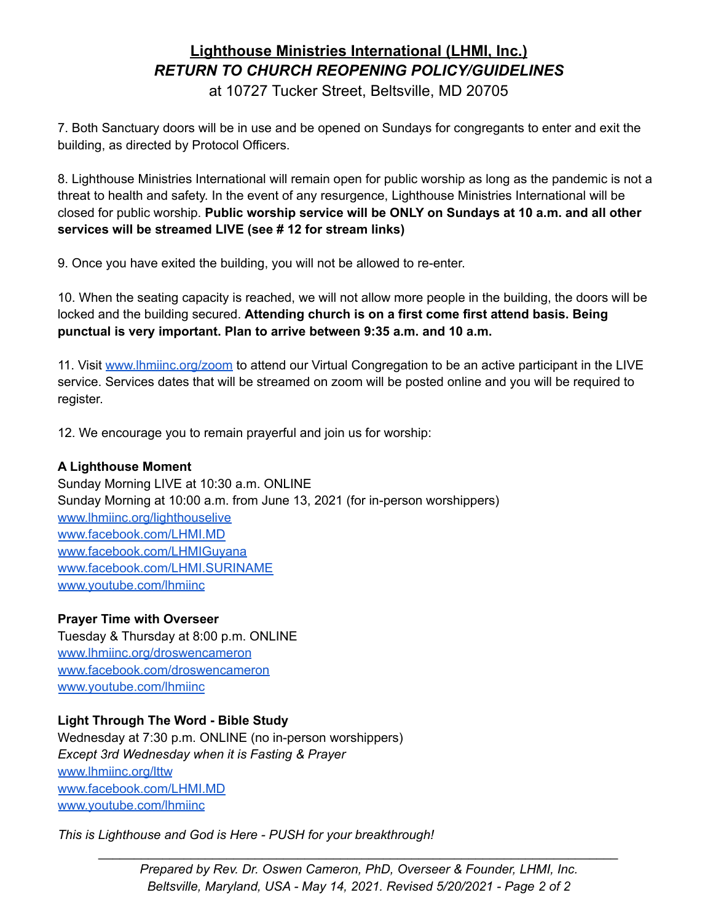# Lighthouse Ministries International (LHMI, Inc.)

## *RETURN TO CHURCH REOPENING POLICY/GUIDELINES*

at 10727 Tucker Street, Beltsville, MD 20705

7. Both Sanctuary doors will be in use and be opened on Sundays for congregants to enter and exit the building, as directed by Protocol Officers.

8. Lighthouse Ministries International will remain open for public worship as long as the pandemic is not a threat to health and safety. In the event of any resurgence, Lighthouse Ministries International will be closed for public worship. **Public worship service will be ONLY on Sundays at 10 a.m. and all other services will be streamed LIVE (see # 12 for stream links)**

9. Once you have exited the building, you will not be allowed to re-enter.

10. When the seating capacity is reached, we will not allow more people in the building, the doors will be locked and the building secured. **Attending church is on a first come first attend basis. Being punctual is very important. Plan to arrive between 9:35 a.m. and 10 a.m.**

11. Visit [www.lhmiinc.org/zoom](www.lhmiinc.org/zoom) to attend our Virtual Congregation to be an active participant in the LIVE service. Services dates that will be streamed on zoom will be posted online and you will be required to register.

12. We encourage you to remain prayerful and join us for worship:

**A Lighthouse Moment**
Sunday Morning LIVE at 10:30 a.m. ONLINE
Sunday Morning at 10:00 a.m. from June 13, 2021 (for in-person worshippers)
[www.lhmiinc.org/lighthouselive](www.lhmiinc.org/lighthouselive)
[www.facebook.com/LHMI.MD](www.facebook.com/LHMI.MD)
[www.facebook.com/LHMIGuyana](www.facebook.com/LHMIGuyana)
[www.facebook.com/LHMI.SURINAME](www.facebook.com/LHMI.SURINAME)
[www.youtube.com/lhmiinc](www.youtube.com/lhmiinc)

**Prayer Time with Overseer**
Tuesday & Thursday at 8:00 p.m. ONLINE
[www.lhmiinc.org/droswencameron](www.lhmiinc.org/droswencameron)
[www.facebook.com/droswencameron](www.facebook.com/droswencameron)
[www.youtube.com/lhmiinc](www.youtube.com/lhmiinc)

**Light Through The Word - Bible Study**
Wednesday at 7:30 p.m. ONLINE (no in-person worshippers)
*Except 3rd Wednesday when it is Fasting & Prayer*
[www.lhmiinc.org/lttw](www.lhmiinc.org/lttw)
[www.facebook.com/LHMI.MD](www.facebook.com/LHMI.MD)
[www.youtube.com/lhmiinc](www.youtube.com/lhmiinc)

*This is Lighthouse and God is Here - PUSH for your breakthrough!*

---

*Prepared by Rev. Dr. Oswen Cameron, PhD, Overseer & Founder, LHMI, Inc.*
*Beltsville, Maryland, USA - May 14, 2021. Revised 5/20/2021*